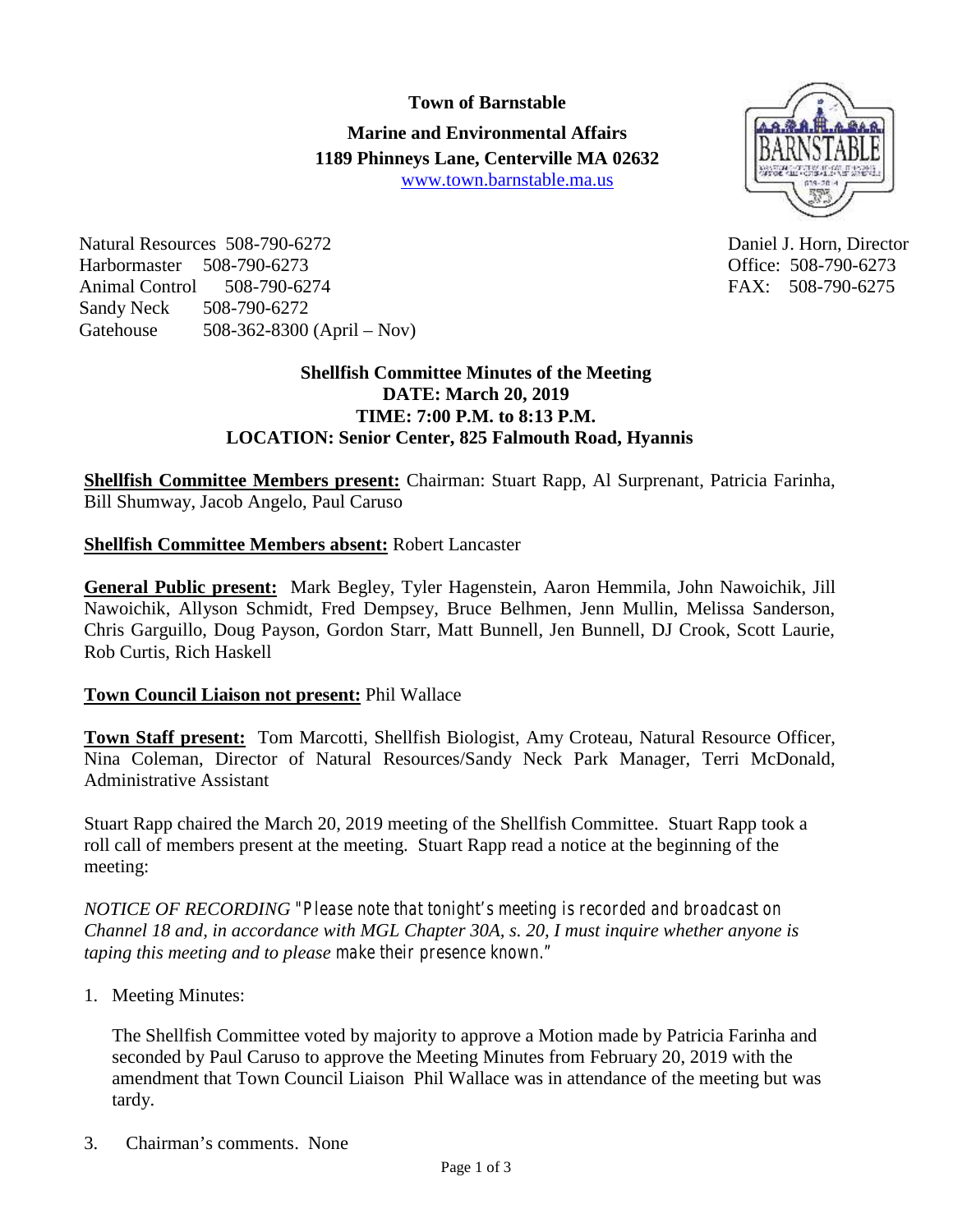**Town of Barnstable**

**Marine and Environmental Affairs**
**1189 Phinneys Lane, Centerville MA 02632**
www.town.barnstable.ma.us

Natural Resources 508-790-6272
Harbormaster 508-790-6273
Animal Control 508-790-6274
Sandy Neck 508-790-6272
Gatehouse 508-362-8300 (April – Nov)

Daniel J. Horn, Director
Office: 508-790-6273
FAX: 508-790-6275

**Shellfish Committee Minutes of the Meeting**
**DATE: March 20, 2019**
**TIME: 7:00 P.M. to 8:13 P.M.**
**LOCATION: Senior Center, 825 Falmouth Road, Hyannis**

**Shellfish Committee Members present:** Chairman: Stuart Rapp, Al Surprenant, Patricia Farinha, Bill Shumway, Jacob Angelo, Paul Caruso

**Shellfish Committee Members absent:** Robert Lancaster

**General Public present:** Mark Begley, Tyler Hagenstein, Aaron Hemmila, John Nawoichik, Jill Nawoichik, Allyson Schmidt, Fred Dempsey, Bruce Belhmen, Jenn Mullin, Melissa Sanderson, Chris Garguillo, Doug Payson, Gordon Starr, Matt Bunnell, Jen Bunnell, DJ Crook, Scott Laurie, Rob Curtis, Rich Haskell

**Town Council Liaison not present:** Phil Wallace

**Town Staff present:** Tom Marcotti, Shellfish Biologist, Amy Croteau, Natural Resource Officer, Nina Coleman, Director of Natural Resources/Sandy Neck Park Manager, Terri McDonald, Administrative Assistant

Stuart Rapp chaired the March 20, 2019 meeting of the Shellfish Committee. Stuart Rapp took a roll call of members present at the meeting. Stuart Rapp read a notice at the beginning of the meeting:

*NOTICE OF RECORDING "Please note that tonight's meeting is recorded and broadcast on Channel 18 and, in accordance with MGL Chapter 30A, s. 20, I must inquire whether anyone is taping this meeting and to please make their presence known."*

1. Meeting Minutes:

   The Shellfish Committee voted by majority to approve a Motion made by Patricia Farinha and seconded by Paul Caruso to approve the Meeting Minutes from February 20, 2019 with the amendment that Town Council Liaison Phil Wallace was in attendance of the meeting but was tardy.

3. Chairman's comments. None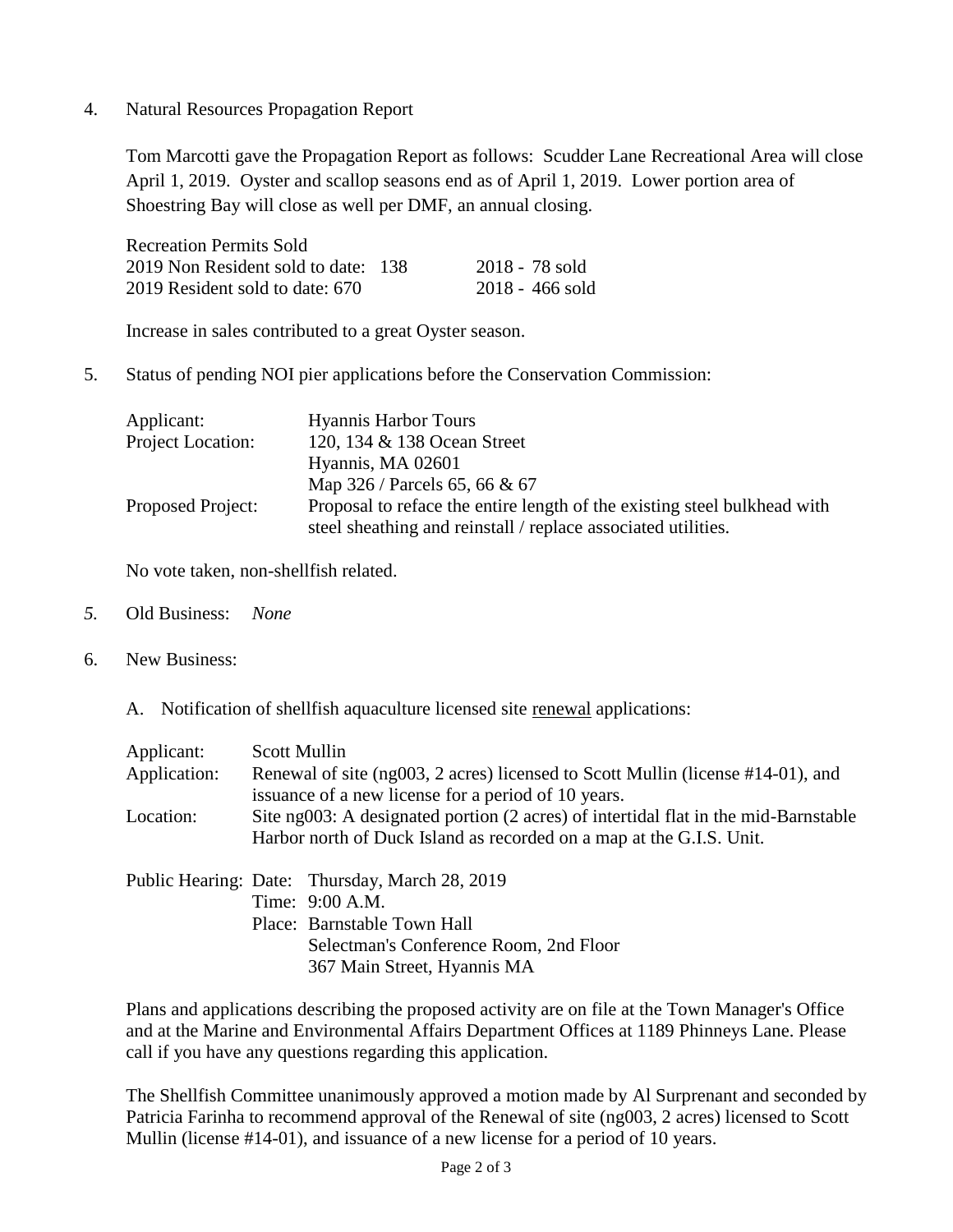4. Natural Resources Propagation Report

   Tom Marcotti gave the Propagation Report as follows: Scudder Lane Recreational Area will close April 1, 2019. Oyster and scallop seasons end as of April 1, 2019. Lower portion area of Shoestring Bay will close as well per DMF, an annual closing.

   | Recreation Permits Sold | |
   |---|---|
   | 2019 Non Resident sold to date: 138 | 2018 - 78 sold |
   | 2019 Resident sold to date: 670 | 2018 - 466 sold |

   Increase in sales contributed to a great Oyster season.

5. Status of pending NOI pier applications before the Conservation Commission:

   | | |
   |---|---|
   | Applicant: | Hyannis Harbor Tours |
   | Project Location: | 120, 134 & 138 Ocean Street<br>Hyannis, MA 02601<br>Map 326 / Parcels 65, 66 & 67 |
   | Proposed Project: | Proposal to reface the entire length of the existing steel bulkhead with steel sheathing and reinstall / replace associated utilities. |

   No vote taken, non-shellfish related.

*5.* Old Business: *None*

6. New Business:

   A. Notification of shellfish aquaculture licensed site <u>renewal</u> applications:

   | | |
   |---|---|
   | Applicant: | Scott Mullin |
   | Application: | Renewal of site (ng003, 2 acres) licensed to Scott Mullin (license #14-01), and issuance of a new license for a period of 10 years. |
   | Location: | Site ng003: A designated portion (2 acres) of intertidal flat in the mid-Barnstable Harbor north of Duck Island as recorded on a map at the G.I.S. Unit. |

   Public Hearing: Date: Thursday, March 28, 2019
   Time: 9:00 A.M.
   Place: Barnstable Town Hall
   Selectman's Conference Room, 2nd Floor
   367 Main Street, Hyannis MA

   Plans and applications describing the proposed activity are on file at the Town Manager's Office and at the Marine and Environmental Affairs Department Offices at 1189 Phinneys Lane. Please call if you have any questions regarding this application.

   The Shellfish Committee unanimously approved a motion made by Al Surprenant and seconded by Patricia Farinha to recommend approval of the Renewal of site (ng003, 2 acres) licensed to Scott Mullin (license #14-01), and issuance of a new license for a period of 10 years.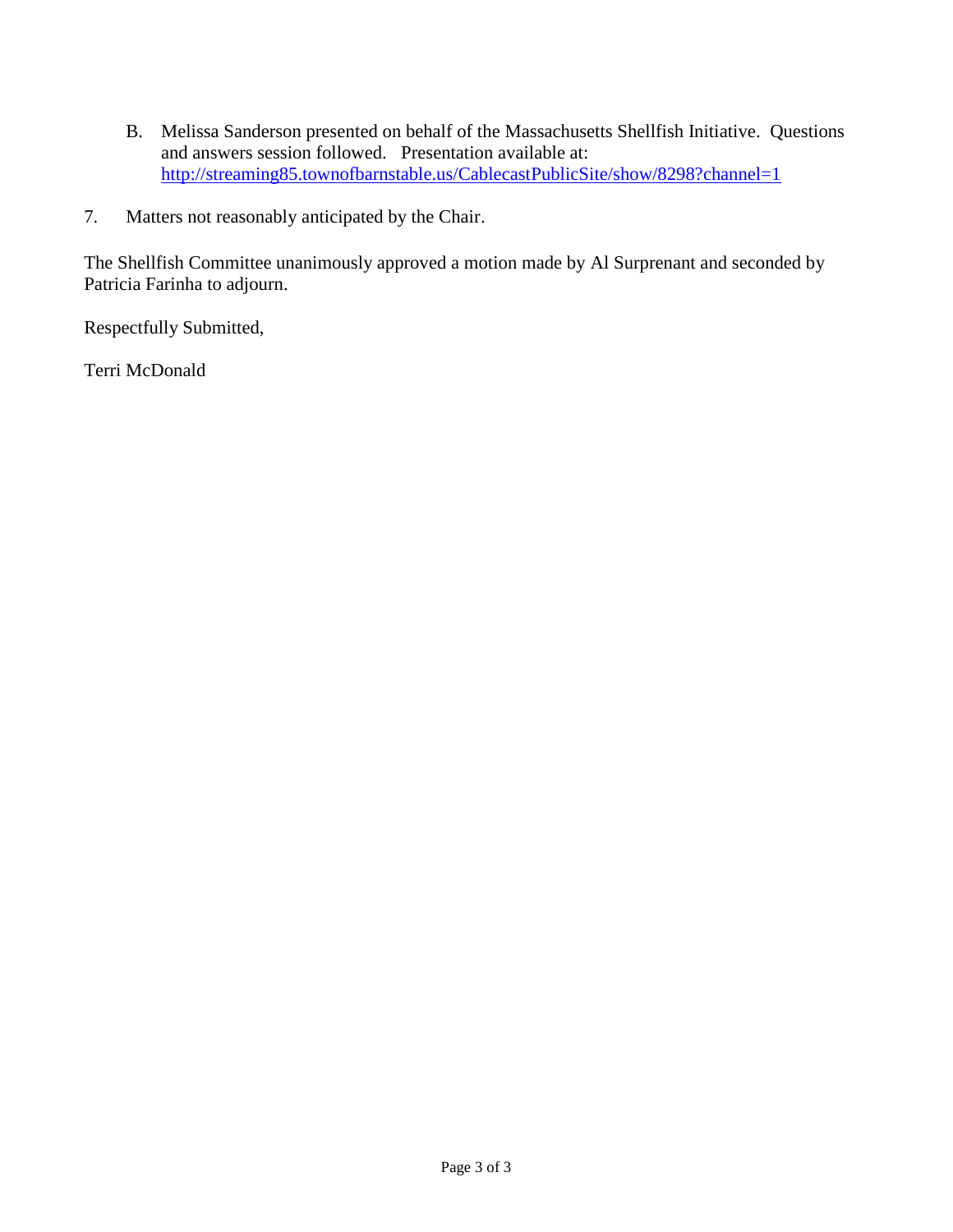B. Melissa Sanderson presented on behalf of the Massachusetts Shellfish Initiative. Questions and answers session followed. Presentation available at: [http://streaming85.townofbarnstable.us/CablecastPublicSite/show/8298?channel=1](http://streaming85.townofbarnstable.us/CablecastPublicSite/show/8298?channel=1)

7. Matters not reasonably anticipated by the Chair.

The Shellfish Committee unanimously approved a motion made by Al Surprenant and seconded by Patricia Farinha to adjourn.

Respectfully Submitted,

Terri McDonald